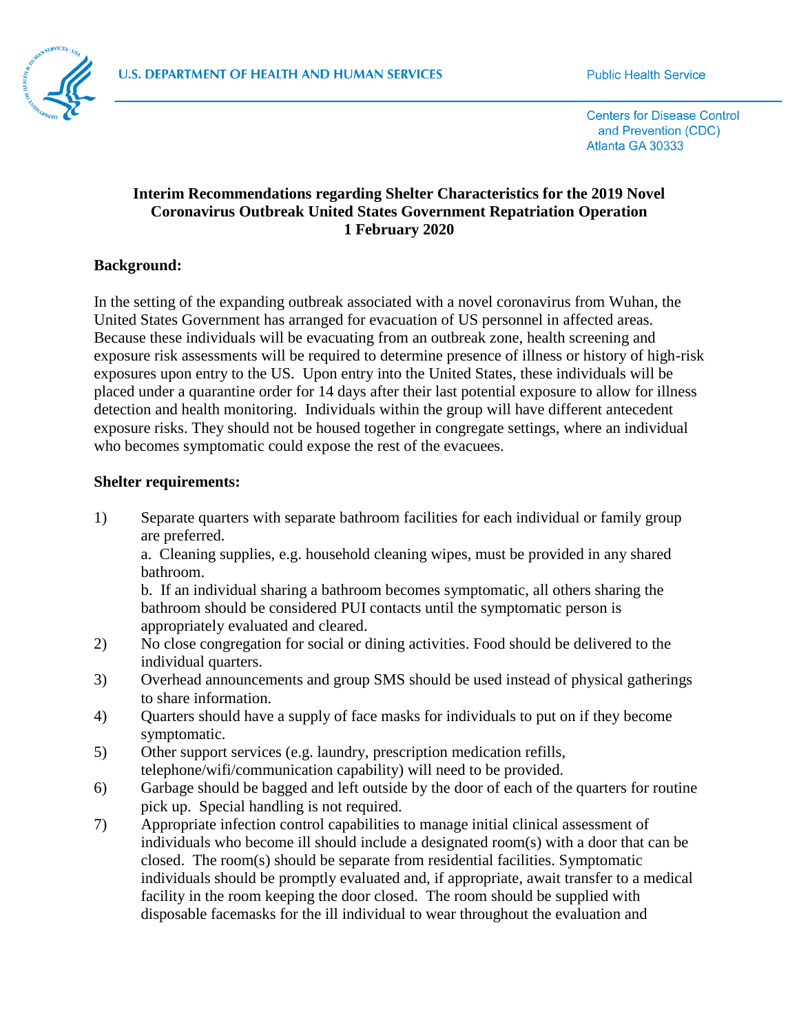U.S. DEPARTMENT OF HEALTH AND HUMAN SERVICES

Public Health Service

Centers for Disease Control and Prevention (CDC)
Atlanta GA 30333

**Interim Recommendations regarding Shelter Characteristics for the 2019 Novel Coronavirus Outbreak United States Government Repatriation Operation**
**1 February 2020**

**Background:**

In the setting of the expanding outbreak associated with a novel coronavirus from Wuhan, the United States Government has arranged for evacuation of US personnel in affected areas. Because these individuals will be evacuating from an outbreak zone, health screening and exposure risk assessments will be required to determine presence of illness or history of high-risk exposures upon entry to the US. Upon entry into the United States, these individuals will be placed under a quarantine order for 14 days after their last potential exposure to allow for illness detection and health monitoring. Individuals within the group will have different antecedent exposure risks. They should not be housed together in congregate settings, where an individual who becomes symptomatic could expose the rest of the evacuees.

**Shelter requirements:**

1) Separate quarters with separate bathroom facilities for each individual or family group are preferred.
   a. Cleaning supplies, e.g. household cleaning wipes, must be provided in any shared bathroom.
   b. If an individual sharing a bathroom becomes symptomatic, all others sharing the bathroom should be considered PUI contacts until the symptomatic person is appropriately evaluated and cleared.
2) No close congregation for social or dining activities. Food should be delivered to the individual quarters.
3) Overhead announcements and group SMS should be used instead of physical gatherings to share information.
4) Quarters should have a supply of face masks for individuals to put on if they become symptomatic.
5) Other support services (e.g. laundry, prescription medication refills, telephone/wifi/communication capability) will need to be provided.
6) Garbage should be bagged and left outside by the door of each of the quarters for routine pick up. Special handling is not required.
7) Appropriate infection control capabilities to manage initial clinical assessment of individuals who become ill should include a designated room(s) with a door that can be closed. The room(s) should be separate from residential facilities. Symptomatic individuals should be promptly evaluated and, if appropriate, await transfer to a medical facility in the room keeping the door closed. The room should be supplied with disposable facemasks for the ill individual to wear throughout the evaluation and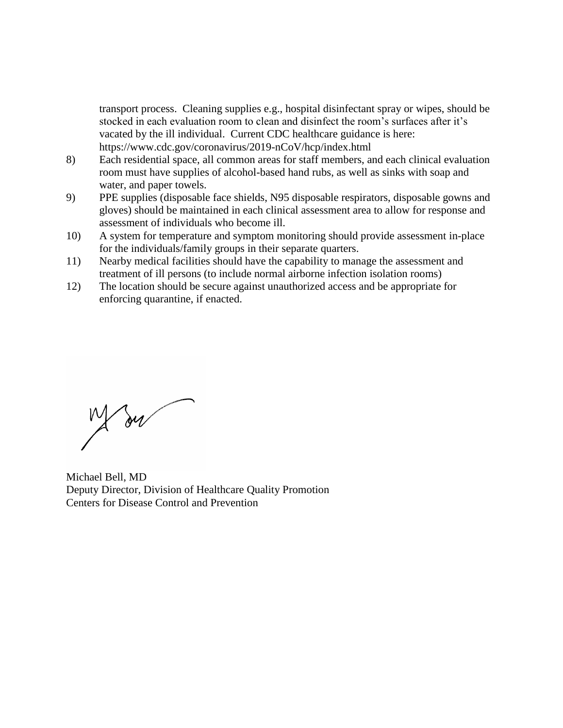transport process. Cleaning supplies e.g., hospital disinfectant spray or wipes, should be stocked in each evaluation room to clean and disinfect the room's surfaces after it's vacated by the ill individual. Current CDC healthcare guidance is here: https://www.cdc.gov/coronavirus/2019-nCoV/hcp/index.html

8) Each residential space, all common areas for staff members, and each clinical evaluation room must have supplies of alcohol-based hand rubs, as well as sinks with soap and water, and paper towels.
9) PPE supplies (disposable face shields, N95 disposable respirators, disposable gowns and gloves) should be maintained in each clinical assessment area to allow for response and assessment of individuals who become ill.
10) A system for temperature and symptom monitoring should provide assessment in-place for the individuals/family groups in their separate quarters.
11) Nearby medical facilities should have the capability to manage the assessment and treatment of ill persons (to include normal airborne infection isolation rooms)
12) The location should be secure against unauthorized access and be appropriate for enforcing quarantine, if enacted.

Michael Bell, MD
Deputy Director, Division of Healthcare Quality Promotion
Centers for Disease Control and Prevention